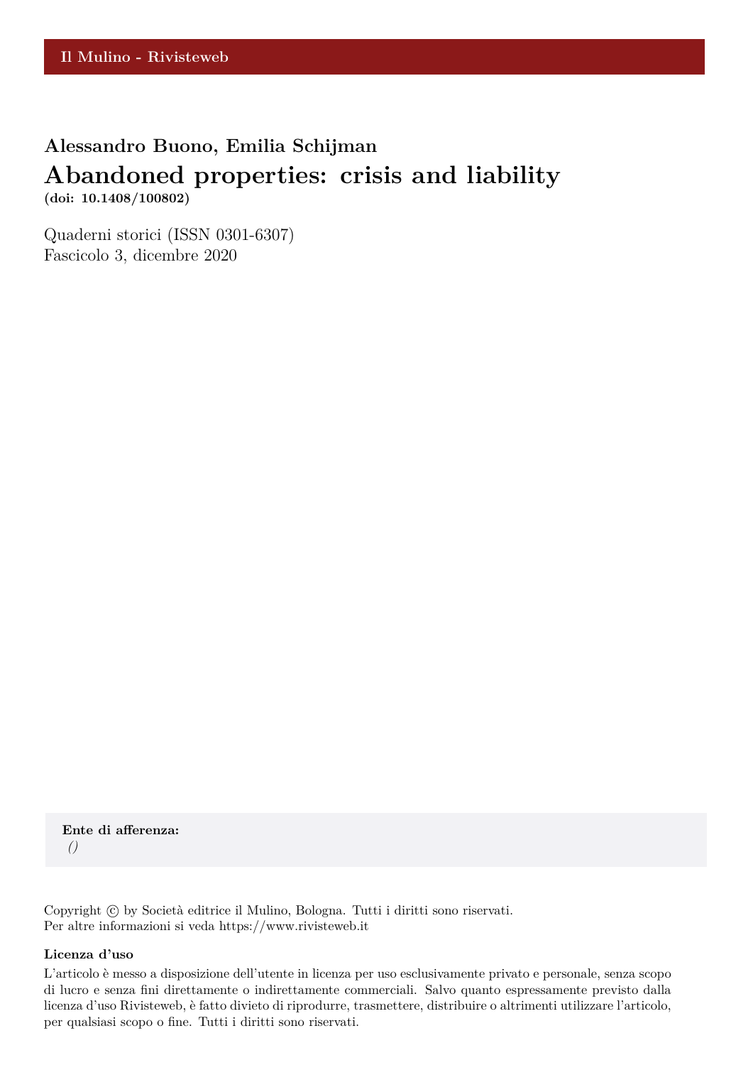Il Mulino - Rivisteweb

**Alessandro Buono, Emilia Schijman**

# Abandoned properties: crisis and liability

**(doi: 10.1408/100802)**

Quaderni storici (ISSN 0301-6307)
Fascicolo 3, dicembre 2020

**Ente di afferenza:**
*()*

Copyright © by Società editrice il Mulino, Bologna. Tutti i diritti sono riservati.
Per altre informazioni si veda https://www.rivisteweb.it

**Licenza d'uso**

L'articolo è messo a disposizione dell'utente in licenza per uso esclusivamente privato e personale, senza scopo di lucro e senza fini direttamente o indirettamente commerciali. Salvo quanto espressamente previsto dalla licenza d'uso Rivisteweb, è fatto divieto di riprodurre, trasmettere, distribuire o altrimenti utilizzare l'articolo, per qualsiasi scopo o fine. Tutti i diritti sono riservati.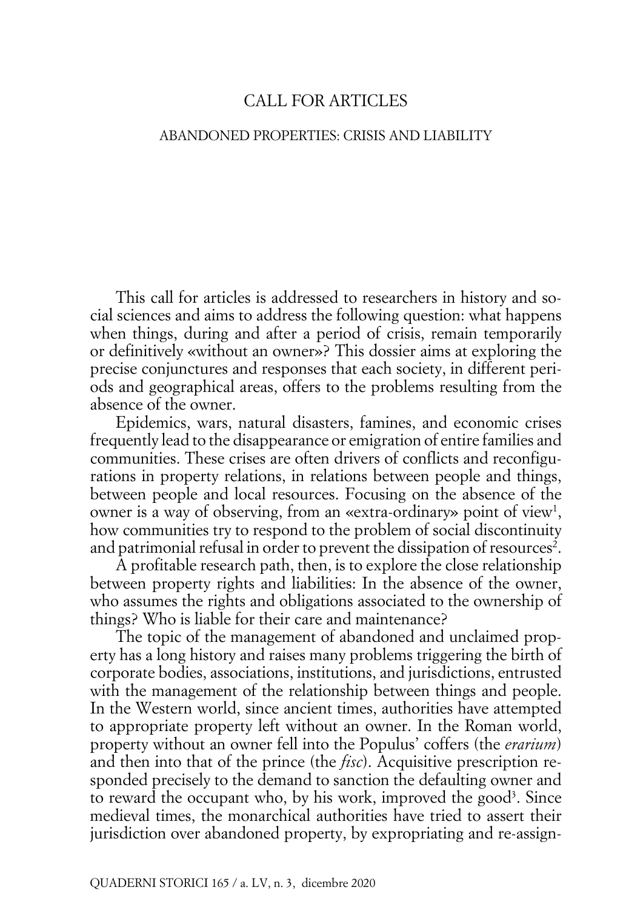# CALL FOR ARTICLES

## ABANDONED PROPERTIES: CRISIS AND LIABILITY

This call for articles is addressed to researchers in history and social sciences and aims to address the following question: what happens when things, during and after a period of crisis, remain temporarily or definitively «without an owner»? This dossier aims at exploring the precise conjunctures and responses that each society, in different periods and geographical areas, offers to the problems resulting from the absence of the owner.

Epidemics, wars, natural disasters, famines, and economic crises frequently lead to the disappearance or emigration of entire families and communities. These crises are often drivers of conflicts and reconfigurations in property relations, in relations between people and things, between people and local resources. Focusing on the absence of the owner is a way of observing, from an «extra-ordinary» point of view[1], how communities try to respond to the problem of social discontinuity and patrimonial refusal in order to prevent the dissipation of resources[2].

A profitable research path, then, is to explore the close relationship between property rights and liabilities: In the absence of the owner, who assumes the rights and obligations associated to the ownership of things? Who is liable for their care and maintenance?

The topic of the management of abandoned and unclaimed property has a long history and raises many problems triggering the birth of corporate bodies, associations, institutions, and jurisdictions, entrusted with the management of the relationship between things and people. In the Western world, since ancient times, authorities have attempted to appropriate property left without an owner. In the Roman world, property without an owner fell into the Populus' coffers (the *erarium*) and then into that of the prince (the *fisc*). Acquisitive prescription responded precisely to the demand to sanction the defaulting owner and to reward the occupant who, by his work, improved the good[3]. Since medieval times, the monarchical authorities have tried to assert their jurisdiction over abandoned property, by expropriating and re-assign-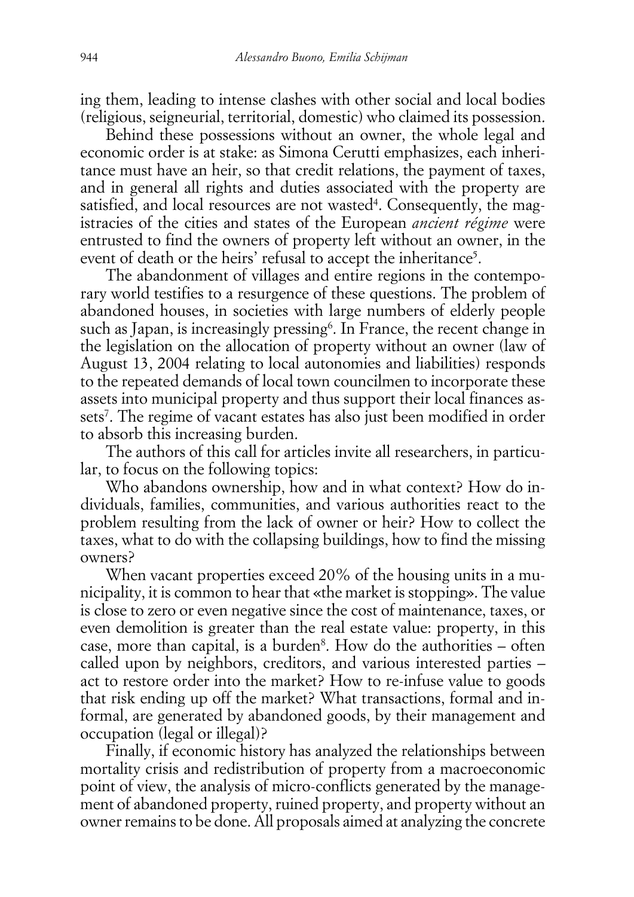ing them, leading to intense clashes with other social and local bodies (religious, seigneurial, territorial, domestic) who claimed its possession.

Behind these possessions without an owner, the whole legal and economic order is at stake: as Simona Cerutti emphasizes, each inheritance must have an heir, so that credit relations, the payment of taxes, and in general all rights and duties associated with the property are satisfied, and local resources are not wasted[4]. Consequently, the magistracies of the cities and states of the European *ancient régime* were entrusted to find the owners of property left without an owner, in the event of death or the heirs' refusal to accept the inheritance[5].

The abandonment of villages and entire regions in the contemporary world testifies to a resurgence of these questions. The problem of abandoned houses, in societies with large numbers of elderly people such as Japan, is increasingly pressing[6]. In France, the recent change in the legislation on the allocation of property without an owner (law of August 13, 2004 relating to local autonomies and liabilities) responds to the repeated demands of local town councilmen to incorporate these assets into municipal property and thus support their local finances assets[7]. The regime of vacant estates has also just been modified in order to absorb this increasing burden.

The authors of this call for articles invite all researchers, in particular, to focus on the following topics:

Who abandons ownership, how and in what context? How do individuals, families, communities, and various authorities react to the problem resulting from the lack of owner or heir? How to collect the taxes, what to do with the collapsing buildings, how to find the missing owners?

When vacant properties exceed 20% of the housing units in a municipality, it is common to hear that «the market is stopping». The value is close to zero or even negative since the cost of maintenance, taxes, or even demolition is greater than the real estate value: property, in this case, more than capital, is a burden[8]. How do the authorities – often called upon by neighbors, creditors, and various interested parties – act to restore order into the market? How to re-infuse value to goods that risk ending up off the market? What transactions, formal and informal, are generated by abandoned goods, by their management and occupation (legal or illegal)?

Finally, if economic history has analyzed the relationships between mortality crisis and redistribution of property from a macroeconomic point of view, the analysis of micro-conflicts generated by the management of abandoned property, ruined property, and property without an owner remains to be done. All proposals aimed at analyzing the concrete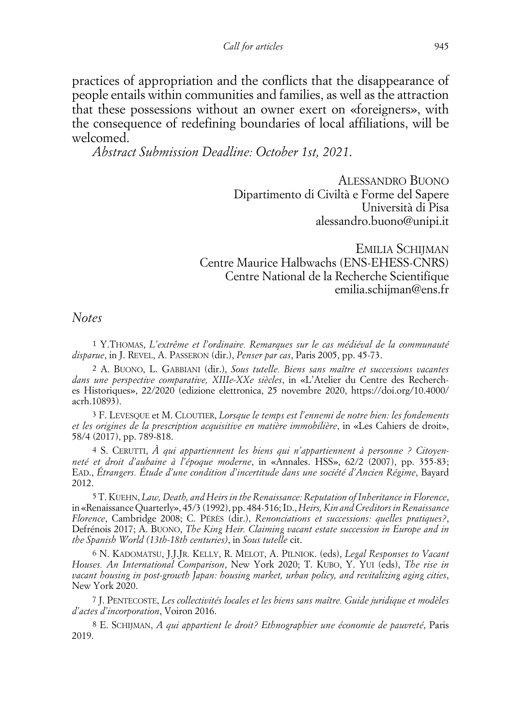practices of appropriation and the conflicts that the disappearance of people entails within communities and families, as well as the attraction that these possessions without an owner exert on «foreigners», with the consequence of redefining boundaries of local affiliations, will be welcomed.

*Abstract Submission Deadline: October 1st, 2021.*

ALESSANDRO BUONO
Dipartimento di Civiltà e Forme del Sapere
Università di Pisa
alessandro.buono@unipi.it

EMILIA SCHIJMAN
Centre Maurice Halbwachs (ENS-EHESS-CNRS)
Centre National de la Recherche Scientifique
emilia.schijman@ens.fr

## *Notes*

1 Y.THOMAS, *L'extrême et l'ordinaire. Remarques sur le cas médiéval de la communauté disparue*, in J. REVEL, A. PASSERON (dir.), *Penser par cas*, Paris 2005, pp. 45-73.

2 A. BUONO, L. GABBIANI (dir.), *Sous tutelle. Biens sans maître et successions vacantes dans une perspective comparative, XIIIe-XXe siècles*, in «L'Atelier du Centre des Recherches Historiques», 22/2020 (edizione elettronica, 25 novembre 2020, https://doi.org/10.4000/acrh.10893).

3 F. LEVESQUE et M. CLOUTIER, *Lorsque le temps est l'ennemi de notre bien: les fondements et les origines de la prescription acquisitive en matière immobilière*, in «Les Cahiers de droit», 58/4 (2017), pp. 789-818.

4 S. CERUTTI, *À qui appartiennent les biens qui n'appartiennent à personne ? Citoyenneté et droit d'aubaine à l'époque moderne*, in «Annales. HSS», 62/2 (2007), pp. 355-83; EAD., *Étrangers. Étude d'une condition d'incertitude dans une société d'Ancien Régime*, Bayard 2012.

5 T. KUEHN, *Law, Death, and Heirs in the Renaissance: Reputation of Inheritance in Florence*, in «Renaissance Quarterly», 45/3 (1992), pp. 484-516; ID., *Heirs, Kin and Creditors in Renaissance Florence*, Cambridge 2008; C. PÉRÈS (dir.), *Renonciations et successions: quelles pratiques?*, Defrénois 2017; A. BUONO, *The King Heir. Claiming vacant estate succession in Europe and in the Spanish World (13th-18th centuries)*, in *Sous tutelle* cit.

6 N. KADOMATSU, J.J.JR. KELLY, R. MELOT, A. PILNIOK. (eds), *Legal Responses to Vacant Houses. An International Comparison*, New York 2020; T. KUBO, Y. YUI (eds), *The rise in vacant housing in post-growth Japan: housing market, urban policy, and revitalizing aging cities*, New York 2020.

7 J. PENTECOSTE, *Les collectivités locales et les biens sans maître. Guide juridique et modèles d'actes d'incorporation*, Voiron 2016.

8 E. SCHIJMAN, *A qui appartient le droit? Ethnographier une économie de pauvreté*, Paris 2019.